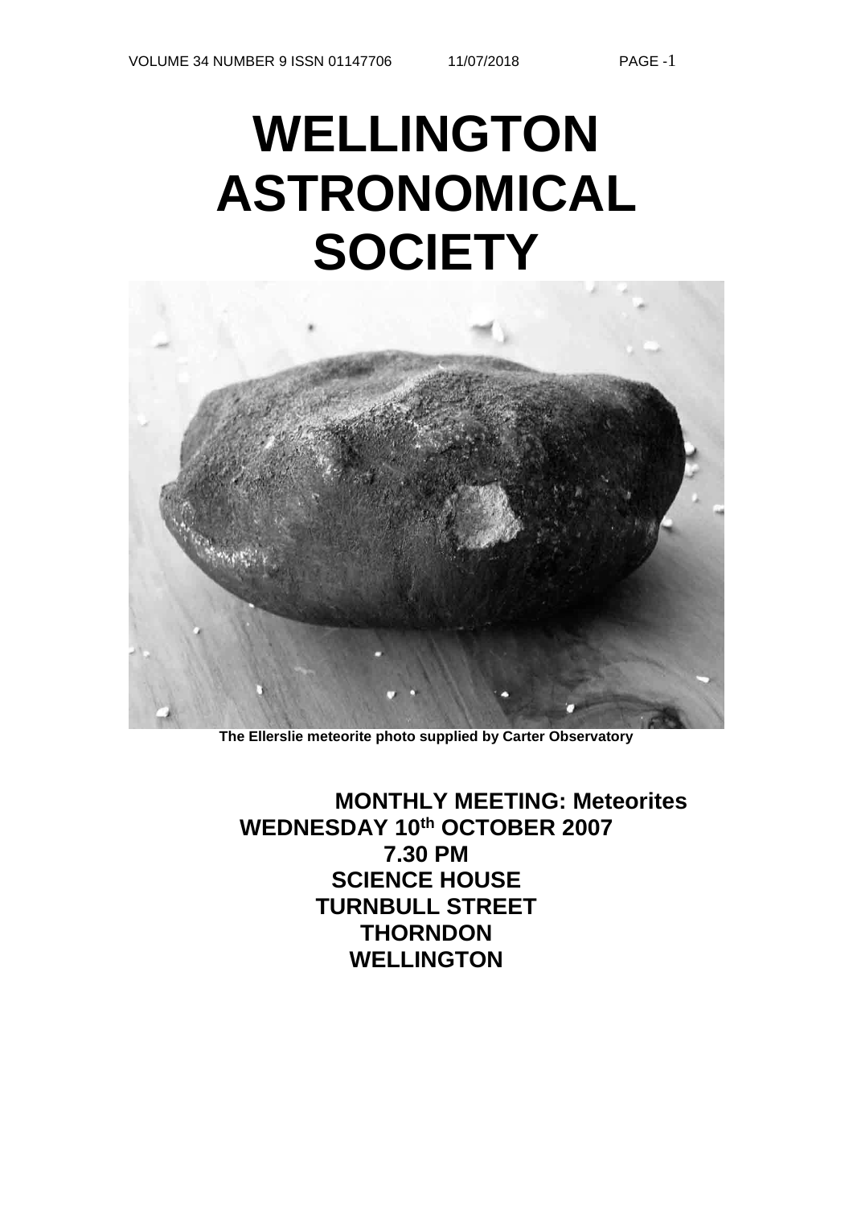# WELLINGTON ASTRONOMICAL SOCIETY

**The Ellerslie meteorite photo supplied by Carter Observatory**

**MONTHLY MEETING: Meteorites**
**WEDNESDAY 10th OCTOBER 2007**
**7.30 PM**
**SCIENCE HOUSE**
**TURNBULL STREET**
**THORNDON**
**WELLINGTON**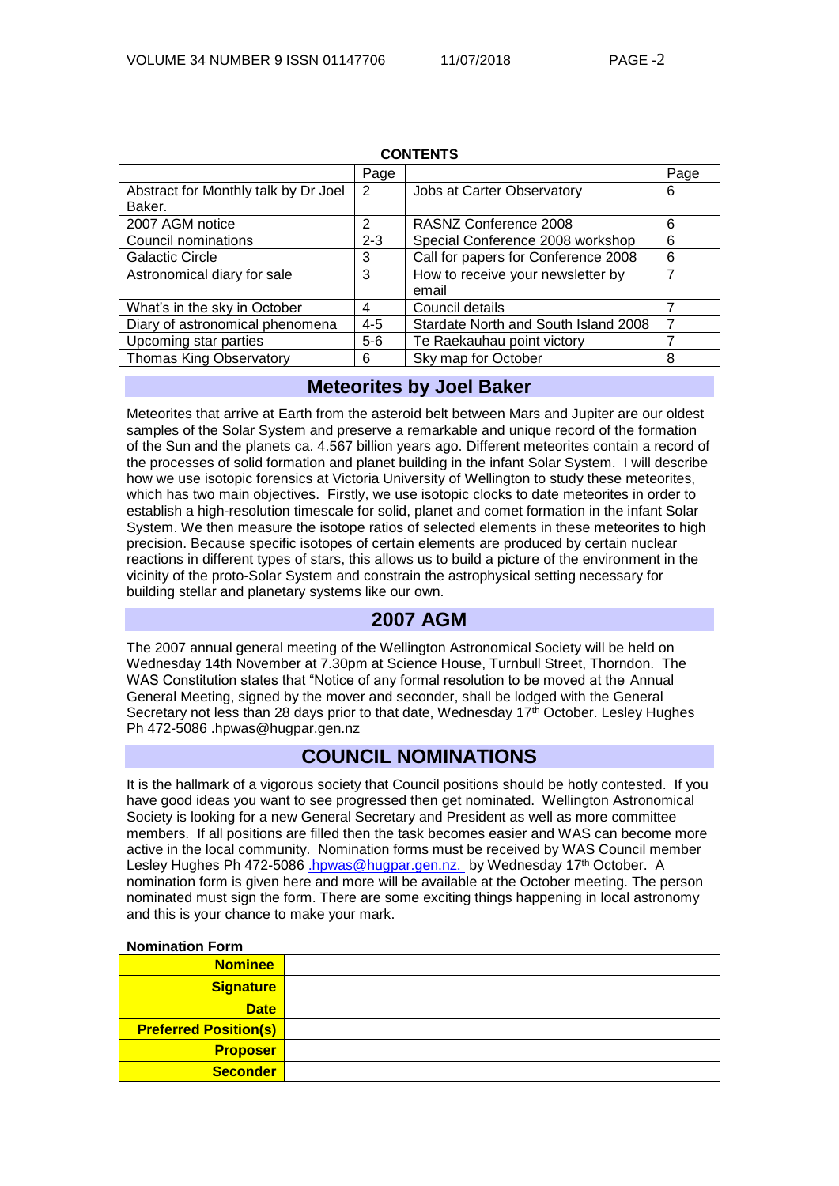| CONTENTS | | | |
|---|---|---|---|
| | Page | | Page |
| Abstract for Monthly talk by Dr Joel Baker. | 2 | Jobs at Carter Observatory | 6 |
| 2007 AGM notice | 2 | RASNZ Conference 2008 | 6 |
| Council nominations | 2-3 | Special Conference 2008 workshop | 6 |
| Galactic Circle | 3 | Call for papers for Conference 2008 | 6 |
| Astronomical diary for sale | 3 | How to receive your newsletter by email | 7 |
| What's in the sky in October | 4 | Council details | 7 |
| Diary of astronomical phenomena | 4-5 | Stardate North and South Island 2008 | 7 |
| Upcoming star parties | 5-6 | Te Raekauhau point victory | 7 |
| Thomas King Observatory | 6 | Sky map for October | 8 |

## Meteorites by Joel Baker

Meteorites that arrive at Earth from the asteroid belt between Mars and Jupiter are our oldest samples of the Solar System and preserve a remarkable and unique record of the formation of the Sun and the planets ca. 4.567 billion years ago. Different meteorites contain a record of the processes of solid formation and planet building in the infant Solar System. I will describe how we use isotopic forensics at Victoria University of Wellington to study these meteorites, which has two main objectives. Firstly, we use isotopic clocks to date meteorites in order to establish a high-resolution timescale for solid, planet and comet formation in the infant Solar System. We then measure the isotope ratios of selected elements in these meteorites to high precision. Because specific isotopes of certain elements are produced by certain nuclear reactions in different types of stars, this allows us to build a picture of the environment in the vicinity of the proto-Solar System and constrain the astrophysical setting necessary for building stellar and planetary systems like our own.

## 2007 AGM

The 2007 annual general meeting of the Wellington Astronomical Society will be held on Wednesday 14th November at 7.30pm at Science House, Turnbull Street, Thorndon. The WAS Constitution states that "Notice of any formal resolution to be moved at the Annual General Meeting, signed by the mover and seconder, shall be lodged with the General Secretary not less than 28 days prior to that date, Wednesday 17th October. Lesley Hughes Ph 472-5086 .hpwas@hugpar.gen.nz

## COUNCIL NOMINATIONS

It is the hallmark of a vigorous society that Council positions should be hotly contested. If you have good ideas you want to see progressed then get nominated. Wellington Astronomical Society is looking for a new General Secretary and President as well as more committee members. If all positions are filled then the task becomes easier and WAS can become more active in the local community. Nomination forms must be received by WAS Council member Lesley Hughes Ph 472-5086 .hpwas@hugpar.gen.nz. by Wednesday 17th October. A nomination form is given here and more will be available at the October meeting. The person nominated must sign the form. There are some exciting things happening in local astronomy and this is your chance to make your mark.

**Nomination Form**

| | |
|---|---|
| **Nominee** | |
| **Signature** | |
| **Date** | |
| **Preferred Position(s)** | |
| **Proposer** | |
| **Seconder** | |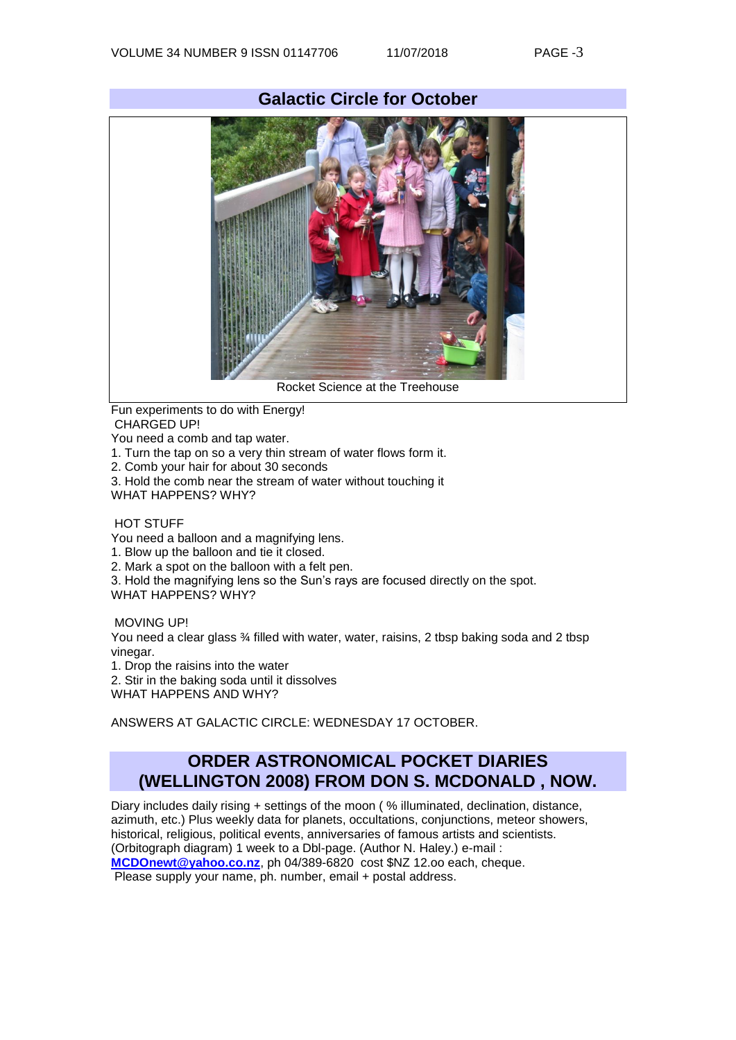## Galactic Circle for October

Rocket Science at the Treehouse

Fun experiments to do with Energy!

CHARGED UP!

You need a comb and tap water.

1. Turn the tap on so a very thin stream of water flows form it.
2. Comb your hair for about 30 seconds
3. Hold the comb near the stream of water without touching it

WHAT HAPPENS? WHY?

HOT STUFF

You need a balloon and a magnifying lens.

1. Blow up the balloon and tie it closed.
2. Mark a spot on the balloon with a felt pen.
3. Hold the magnifying lens so the Sun's rays are focused directly on the spot.

WHAT HAPPENS? WHY?

MOVING UP!

You need a clear glass ¾ filled with water, water, raisins, 2 tbsp baking soda and 2 tbsp vinegar.

1. Drop the raisins into the water
2. Stir in the baking soda until it dissolves

WHAT HAPPENS AND WHY?

ANSWERS AT GALACTIC CIRCLE: WEDNESDAY 17 OCTOBER.

## ORDER ASTRONOMICAL POCKET DIARIES (WELLINGTON 2008) FROM DON S. MCDONALD , NOW.

Diary includes daily rising + settings of the moon ( % illuminated, declination, distance, azimuth, etc.) Plus weekly data for planets, occultations, conjunctions, meteor showers, historical, religious, political events, anniversaries of famous artists and scientists. (Orbitograph diagram) 1 week to a Dbl-page. (Author N. Haley.) e-mail : **MCDOnewt@yahoo.co.nz**, ph 04/389-6820 cost $NZ 12.oo each, cheque.

Please supply your name, ph. number, email + postal address.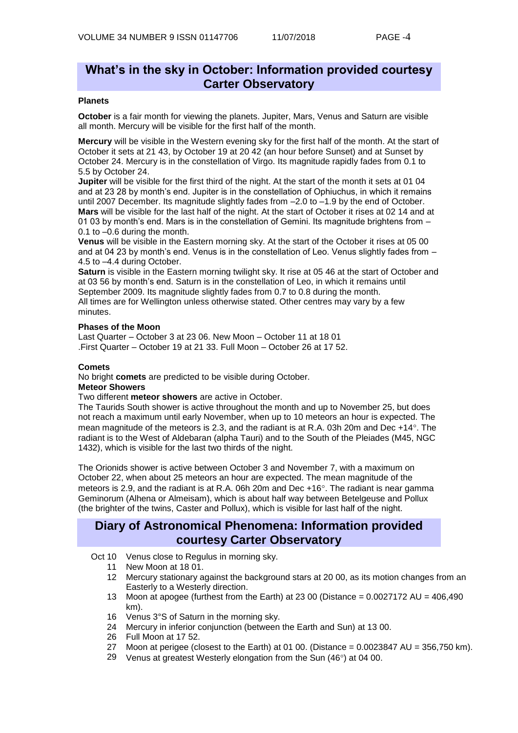## What's in the sky in October: Information provided courtesy Carter Observatory

### Planets

**October** is a fair month for viewing the planets. Jupiter, Mars, Venus and Saturn are visible all month. Mercury will be visible for the first half of the month.

**Mercury** will be visible in the Western evening sky for the first half of the month. At the start of October it sets at 21 43, by October 19 at 20 42 (an hour before Sunset) and at Sunset by October 24. Mercury is in the constellation of Virgo. Its magnitude rapidly fades from 0.1 to 5.5 by October 24.

**Jupiter** will be visible for the first third of the night. At the start of the month it sets at 01 04 and at 23 28 by month's end. Jupiter is in the constellation of Ophiuchus, in which it remains until 2007 December. Its magnitude slightly fades from –2.0 to –1.9 by the end of October.

**Mars** will be visible for the last half of the night. At the start of October it rises at 02 14 and at 01 03 by month's end. Mars is in the constellation of Gemini. Its magnitude brightens from –0.1 to –0.6 during the month.

**Venus** will be visible in the Eastern morning sky. At the start of the October it rises at 05 00 and at 04 23 by month's end. Venus is in the constellation of Leo. Venus slightly fades from –4.5 to –4.4 during October.

**Saturn** is visible in the Eastern morning twilight sky. It rise at 05 46 at the start of October and at 03 56 by month's end. Saturn is in the constellation of Leo, in which it remains until September 2009. Its magnitude slightly fades from 0.7 to 0.8 during the month.

All times are for Wellington unless otherwise stated. Other centres may vary by a few minutes.

### Phases of the Moon

Last Quarter – October 3 at 23 06. New Moon – October 11 at 18 01

.First Quarter – October 19 at 21 33. Full Moon – October 26 at 17 52.

### Comets

No bright **comets** are predicted to be visible during October.

### Meteor Showers

Two different **meteor showers** are active in October.

The Taurids South shower is active throughout the month and up to November 25, but does not reach a maximum until early November, when up to 10 meteors an hour is expected. The mean magnitude of the meteors is 2.3, and the radiant is at R.A. 03h 20m and Dec +14°. The radiant is to the West of Aldebaran (alpha Tauri) and to the South of the Pleiades (M45, NGC 1432), which is visible for the last two thirds of the night.

The Orionids shower is active between October 3 and November 7, with a maximum on October 22, when about 25 meteors an hour are expected. The mean magnitude of the meteors is 2.9, and the radiant is at R.A. 06h 20m and Dec +16°. The radiant is near gamma Geminorum (Alhena or Almeisam), which is about half way between Betelgeuse and Pollux (the brighter of the twins, Caster and Pollux), which is visible for last half of the night.

## Diary of Astronomical Phenomena: Information provided courtesy Carter Observatory

- Oct 10 Venus close to Regulus in morning sky.
- 11 New Moon at 18 01.
- 12 Mercury stationary against the background stars at 20 00, as its motion changes from an Easterly to a Westerly direction.
- 13 Moon at apogee (furthest from the Earth) at 23 00 (Distance = 0.0027172 AU = 406,490 km).
- 16 Venus 3°S of Saturn in the morning sky.
- 24 Mercury in inferior conjunction (between the Earth and Sun) at 13 00.
- 26 Full Moon at 17 52.
- 27 Moon at perigee (closest to the Earth) at 01 00. (Distance = 0.0023847 AU = 356,750 km).
- 29 Venus at greatest Westerly elongation from the Sun (46°) at 04 00.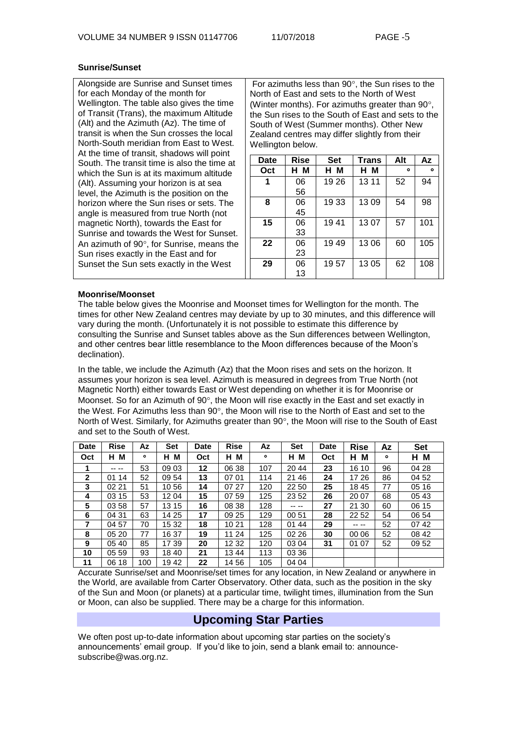### Sunrise/Sunset

Alongside are Sunrise and Sunset times for each Monday of the month for Wellington. The table also gives the time of Transit (Trans), the maximum Altitude (Alt) and the Azimuth (Az). The time of transit is when the Sun crosses the local North-South meridian from East to West. At the time of transit, shadows will point South. The transit time is also the time at which the Sun is at its maximum altitude (Alt). Assuming your horizon is at sea level, the Azimuth is the position on the horizon where the Sun rises or sets. The angle is measured from true North (not magnetic North), towards the East for Sunrise and towards the West for Sunset. An azimuth of 90°, for Sunrise, means the Sun rises exactly in the East and for Sunset the Sun sets exactly in the West

For azimuths less than 90°, the Sun rises to the North of East and sets to the North of West (Winter months). For azimuths greater than 90°, the Sun rises to the South of East and sets to the South of West (Summer months). Other New Zealand centres may differ slightly from their Wellington below.

| Date | Rise | Set | Trans | Alt | Az |
|---|---|---|---|---|---|
| Oct | H M | H M | H M | ° | ° |
| 1 | 06 56 | 19 26 | 13 11 | 52 | 94 |
| 8 | 06 45 | 19 33 | 13 09 | 54 | 98 |
| 15 | 06 33 | 19 41 | 13 07 | 57 | 101 |
| 22 | 06 23 | 19 49 | 13 06 | 60 | 105 |
| 29 | 06 13 | 19 57 | 13 05 | 62 | 108 |

### Moonrise/Moonset

The table below gives the Moonrise and Moonset times for Wellington for the month. The times for other New Zealand centres may deviate by up to 30 minutes, and this difference will vary during the month. (Unfortunately it is not possible to estimate this difference by consulting the Sunrise and Sunset tables above as the Sun differences between Wellington, and other centres bear little resemblance to the Moon differences because of the Moon's declination).

In the table, we include the Azimuth (Az) that the Moon rises and sets on the horizon. It assumes your horizon is sea level. Azimuth is measured in degrees from True North (not Magnetic North) either towards East or West depending on whether it is for Moonrise or Moonset. So for an Azimuth of 90°, the Moon will rise exactly in the East and set exactly in the West. For Azimuths less than 90°, the Moon will rise to the North of East and set to the North of West. Similarly, for Azimuths greater than 90°, the Moon will rise to the South of East and set to the South of West.

| Date | Rise | Az | Set | Date | Rise | Az | Set | Date | Rise | Az | Set |
|---|---|---|---|---|---|---|---|---|---|---|---|
| Oct | H M | ° | H M | Oct | H M | ° | H M | Oct | H M | ° | H M |
| 1 | -- -- | 53 | 09 03 | 12 | 06 38 | 107 | 20 44 | 23 | 16 10 | 96 | 04 28 |
| 2 | 01 14 | 52 | 09 54 | 13 | 07 01 | 114 | 21 46 | 24 | 17 26 | 86 | 04 52 |
| 3 | 02 21 | 51 | 10 56 | 14 | 07 27 | 120 | 22 50 | 25 | 18 45 | 77 | 05 16 |
| 4 | 03 15 | 53 | 12 04 | 15 | 07 59 | 125 | 23 52 | 26 | 20 07 | 68 | 05 43 |
| 5 | 03 58 | 57 | 13 15 | 16 | 08 38 | 128 | -- -- | 27 | 21 30 | 60 | 06 15 |
| 6 | 04 31 | 63 | 14 25 | 17 | 09 25 | 129 | 00 51 | 28 | 22 52 | 54 | 06 54 |
| 7 | 04 57 | 70 | 15 32 | 18 | 10 21 | 128 | 01 44 | 29 | -- -- | 52 | 07 42 |
| 8 | 05 20 | 77 | 16 37 | 19 | 11 24 | 125 | 02 26 | 30 | 00 06 | 52 | 08 42 |
| 9 | 05 40 | 85 | 17 39 | 20 | 12 32 | 120 | 03 04 | 31 | 01 07 | 52 | 09 52 |
| 10 | 05 59 | 93 | 18 40 | 21 | 13 44 | 113 | 03 36 | | | | |
| 11 | 06 18 | 100 | 19 42 | 22 | 14 56 | 105 | 04 04 | | | | |

Accurate Sunrise/set and Moonrise/set times for any location, in New Zealand or anywhere in the World, are available from Carter Observatory. Other data, such as the position in the sky of the Sun and Moon (or planets) at a particular time, twilight times, illumination from the Sun or Moon, can also be supplied. There may be a charge for this information.

## Upcoming Star Parties

We often post up-to-date information about upcoming star parties on the society's announcements' email group. If you'd like to join, send a blank email to: announce-subscribe@was.org.nz.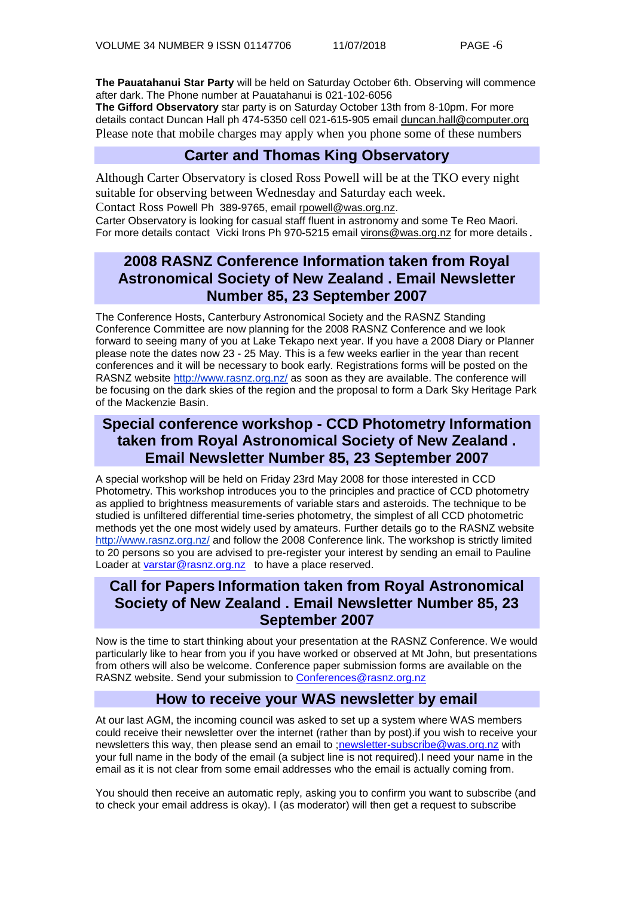**The Pauatahanui Star Party** will be held on Saturday October 6th. Observing will commence after dark. The Phone number at Pauatahanui is 021-102-6056

**The Gifford Observatory** star party is on Saturday October 13th from 8-10pm. For more details contact Duncan Hall ph 474-5350 cell 021-615-905 email duncan.hall@computer.org

Please note that mobile charges may apply when you phone some of these numbers

## Carter and Thomas King Observatory

Although Carter Observatory is closed Ross Powell will be at the TKO every night suitable for observing between Wednesday and Saturday each week.

Contact Ross Powell Ph 389-9765, email rpowell@was.org.nz.

Carter Observatory is looking for casual staff fluent in astronomy and some Te Reo Maori. For more details contact Vicki Irons Ph 970-5215 email virons@was.org.nz for more details.

## 2008 RASNZ Conference Information taken from Royal Astronomical Society of New Zealand . Email Newsletter Number 85, 23 September 2007

The Conference Hosts, Canterbury Astronomical Society and the RASNZ Standing Conference Committee are now planning for the 2008 RASNZ Conference and we look forward to seeing many of you at Lake Tekapo next year. If you have a 2008 Diary or Planner please note the dates now 23 - 25 May. This is a few weeks earlier in the year than recent conferences and it will be necessary to book early. Registrations forms will be posted on the RASNZ website http://www.rasnz.org.nz/ as soon as they are available. The conference will be focusing on the dark skies of the region and the proposal to form a Dark Sky Heritage Park of the Mackenzie Basin.

## Special conference workshop - CCD Photometry Information taken from Royal Astronomical Society of New Zealand . Email Newsletter Number 85, 23 September 2007

A special workshop will be held on Friday 23rd May 2008 for those interested in CCD Photometry. This workshop introduces you to the principles and practice of CCD photometry as applied to brightness measurements of variable stars and asteroids. The technique to be studied is unfiltered differential time-series photometry, the simplest of all CCD photometric methods yet the one most widely used by amateurs. Further details go to the RASNZ website http://www.rasnz.org.nz/ and follow the 2008 Conference link. The workshop is strictly limited to 20 persons so you are advised to pre-register your interest by sending an email to Pauline Loader at varstar@rasnz.org.nz to have a place reserved.

## Call for Papers Information taken from Royal Astronomical Society of New Zealand . Email Newsletter Number 85, 23 September 2007

Now is the time to start thinking about your presentation at the RASNZ Conference. We would particularly like to hear from you if you have worked or observed at Mt John, but presentations from others will also be welcome. Conference paper submission forms are available on the RASNZ website. Send your submission to Conferences@rasnz.org.nz

## How to receive your WAS newsletter by email

At our last AGM, the incoming council was asked to set up a system where WAS members could receive their newsletter over the internet (rather than by post).if you wish to receive your newsletters this way, then please send an email to ;newsletter-subscribe@was.org.nz with your full name in the body of the email (a subject line is not required).I need your name in the email as it is not clear from some email addresses who the email is actually coming from.

You should then receive an automatic reply, asking you to confirm you want to subscribe (and to check your email address is okay). I (as moderator) will then get a request to subscribe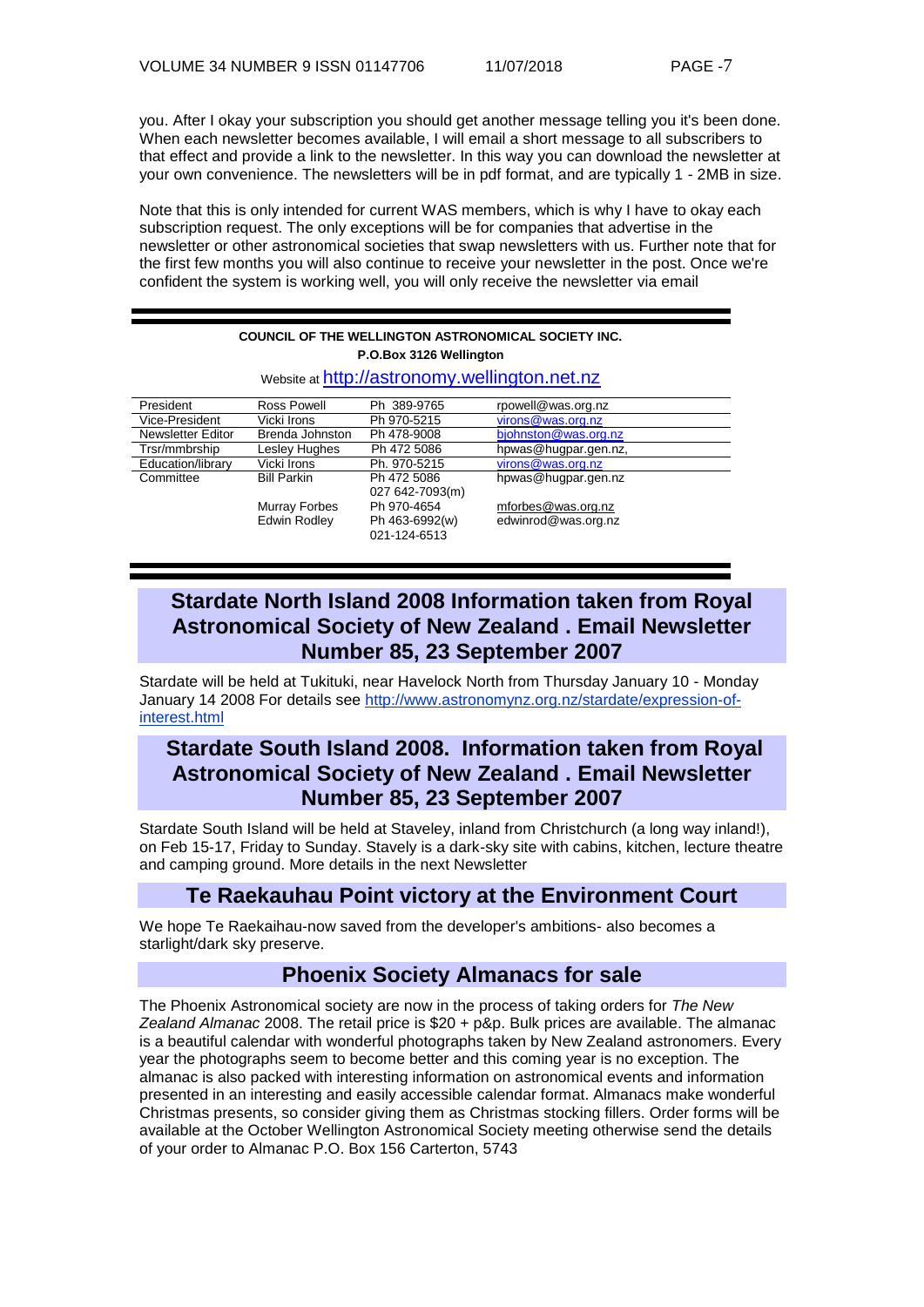you. After I okay your subscription you should get another message telling you it's been done. When each newsletter becomes available, I will email a short message to all subscribers to that effect and provide a link to the newsletter. In this way you can download the newsletter at your own convenience. The newsletters will be in pdf format, and are typically 1 - 2MB in size.

Note that this is only intended for current WAS members, which is why I have to okay each subscription request. The only exceptions will be for companies that advertise in the newsletter or other astronomical societies that swap newsletters with us. Further note that for the first few months you will also continue to receive your newsletter in the post. Once we're confident the system is working well, you will only receive the newsletter via email

---

**COUNCIL OF THE WELLINGTON ASTRONOMICAL SOCIETY INC.**
**P.O.Box 3126 Wellington**

Website at http://astronomy.wellington.net.nz

| | | | |
|---|---|---|---|
| President | Ross Powell | Ph 389-9765 | rpowell@was.org.nz |
| Vice-President | Vicki Irons | Ph 970-5215 | virons@was.org.nz |
| Newsletter Editor | Brenda Johnston | Ph 478-9008 | bjohnston@was.org.nz |
| Trsr/mmbrship | Lesley Hughes | Ph 472 5086 | hpwas@hugpar.gen.nz, |
| Education/library | Vicki Irons | Ph. 970-5215 | virons@was.org.nz |
| Committee | Bill Parkin | Ph 472 5086<br>027 642-7093(m) | hpwas@hugpar.gen.nz |
| | Murray Forbes | Ph 970-4654 | mforbes@was.org.nz |
| | Edwin Rodley | Ph 463-6992(w)<br>021-124-6513 | edwinrod@was.org.nz |

---

## Stardate North Island 2008 Information taken from Royal Astronomical Society of New Zealand . Email Newsletter Number 85, 23 September 2007

Stardate will be held at Tukituki, near Havelock North from Thursday January 10 - Monday January 14 2008 For details see http://www.astronomynz.org.nz/stardate/expression-of-interest.html

## Stardate South Island 2008. Information taken from Royal Astronomical Society of New Zealand . Email Newsletter Number 85, 23 September 2007

Stardate South Island will be held at Staveley, inland from Christchurch (a long way inland!), on Feb 15-17, Friday to Sunday. Stavely is a dark-sky site with cabins, kitchen, lecture theatre and camping ground. More details in the next Newsletter

## Te Raekauhau Point victory at the Environment Court

We hope Te Raekaihau-now saved from the developer's ambitions- also becomes a starlight/dark sky preserve.

## Phoenix Society Almanacs for sale

The Phoenix Astronomical society are now in the process of taking orders for *The New Zealand Almanac* 2008. The retail price is $20 + p&p. Bulk prices are available. The almanac is a beautiful calendar with wonderful photographs taken by New Zealand astronomers. Every year the photographs seem to become better and this coming year is no exception. The almanac is also packed with interesting information on astronomical events and information presented in an interesting and easily accessible calendar format. Almanacs make wonderful Christmas presents, so consider giving them as Christmas stocking fillers. Order forms will be available at the October Wellington Astronomical Society meeting otherwise send the details of your order to Almanac P.O. Box 156 Carterton, 5743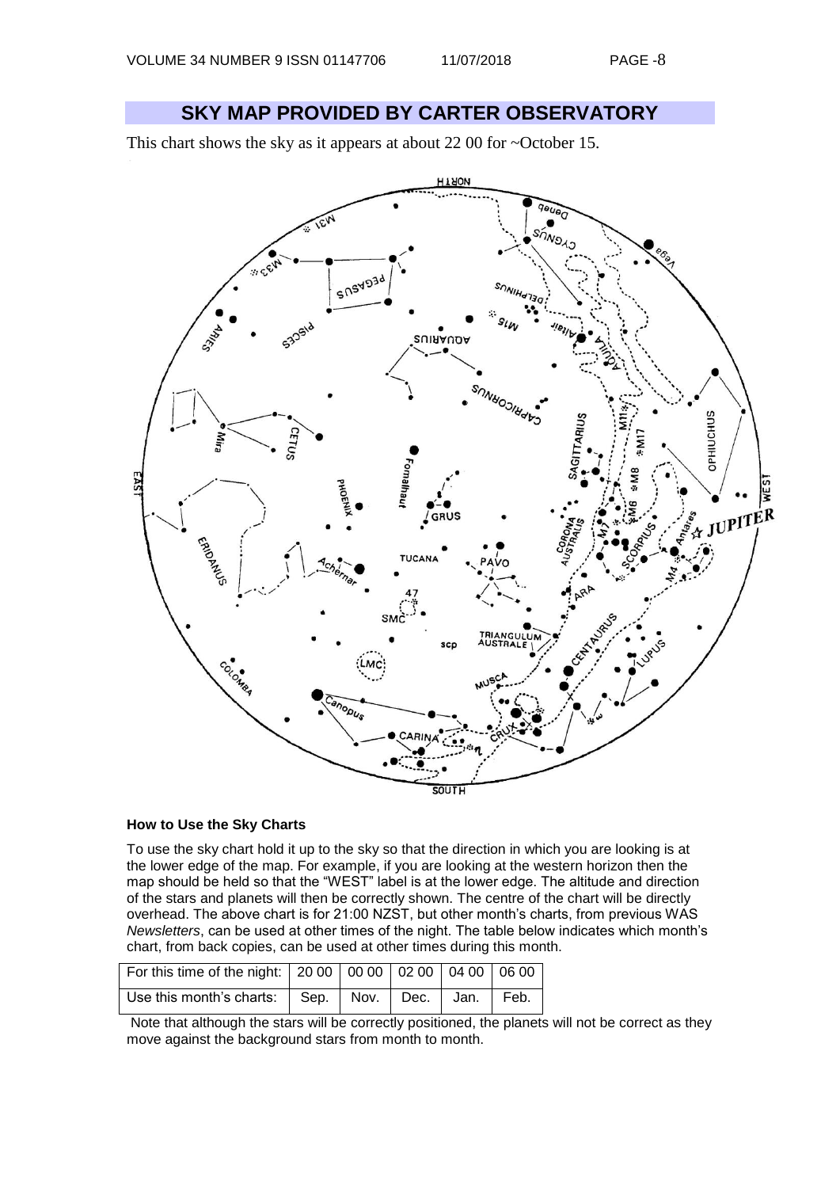## SKY MAP PROVIDED BY CARTER OBSERVATORY

This chart shows the sky as it appears at about 22 00 for ~October 15.

NORTH
Deneb
CYGNUS
Vega
M31
M33
PEGASUS
DELPHINUS
ARIES
PISCES
M15
Altair
AQUARIUS
AQUILA
CAPRICORNUS
Mira
CETUS
Fomalhaut
SAGITTARIUS
M11
M17
OPHIUCHUS
EAST
PHOENIX
GRUS
M8
WEST
M6
JUPITER
CORONA AUSTRALIS
M7
SCORPIUS
Antares
ERIDANUS
TUCANA
PAVO
Achernar
M4
47
ARA
SMC
TRIANGULUM AUSTRALE
CENTAURUS
scp
LUPUS
LMC
COLOMBA
MUSCA
Canopus
CARINA
CRUX
SOUTH

#### How to Use the Sky Charts

To use the sky chart hold it up to the sky so that the direction in which you are looking is at the lower edge of the map. For example, if you are looking at the western horizon then the map should be held so that the "WEST" label is at the lower edge. The altitude and direction of the stars and planets will then be correctly shown. The centre of the chart will be directly overhead. The above chart is for 21:00 NZST, but other month's charts, from previous WAS *Newsletters*, can be used at other times of the night. The table below indicates which month's chart, from back copies, can be used at other times during this month.

| For this time of the night: | 20 00 | 00 00 | 02 00 | 04 00 | 06 00 |
|---|---|---|---|---|---|
| Use this month's charts: | Sep. | Nov. | Dec. | Jan. | Feb. |

Note that although the stars will be correctly positioned, the planets will not be correct as they move against the background stars from month to month.